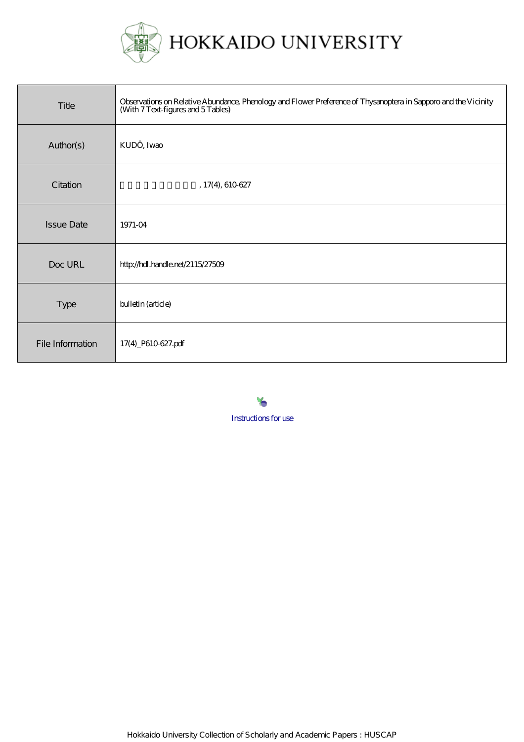# HOKKAIDO UNIVERSITY

| | |
|---|---|
| Title | Observations on Relative Abundance, Phenology and Flower Preference of Thysanoptera in Sapporo and the Vicinity (With 7 Text-figures and 5 Tables) |
| Author(s) | KUDÔ, Iwao |
| Citation | 北海道大學理學部紀要, 17(4), 610-627 |
| Issue Date | 1971-04 |
| Doc URL | http://hdl.handle.net/2115/27509 |
| Type | bulletin (article) |
| File Information | 17(4)_P610-627.pdf |

Instructions for use

Hokkaido University Collection of Scholarly and Academic Papers : HUSCAP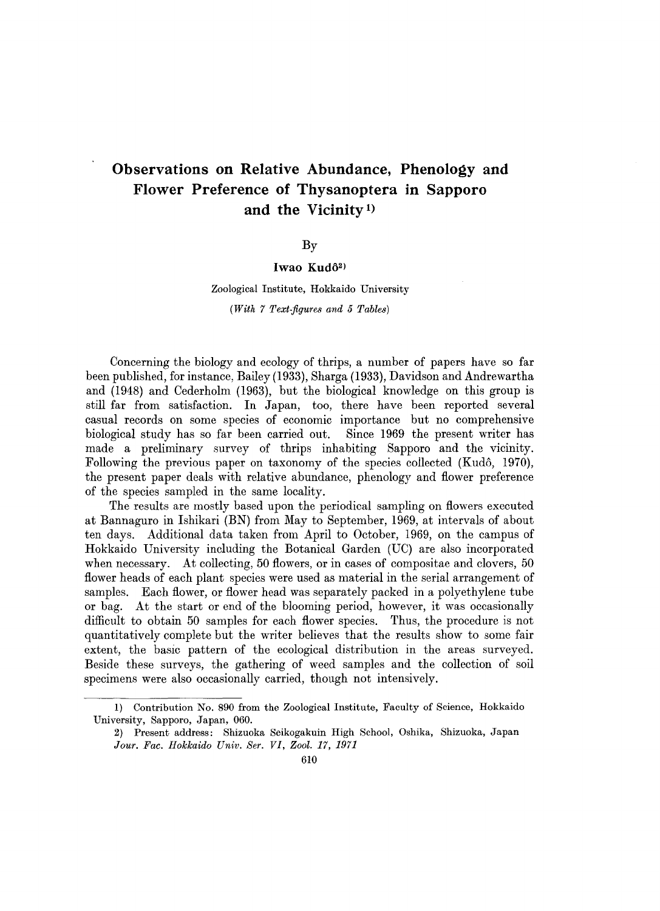# Observations on Relative Abundance, Phenology and Flower Preference of Thysanoptera in Sapporo and the Vicinity[1)]

By

**Iwao Kudô[2)]**

Zoological Institute, Hokkaido University

*(With 7 Text-figures and 5 Tables)*

Concerning the biology and ecology of thrips, a number of papers have so far been published, for instance, Bailey (1933), Sharga (1933), Davidson and Andrewartha and (1948) and Cederholm (1963), but the biological knowledge on this group is still far from satisfaction. In Japan, too, there have been reported several casual records on some species of economic importance but no comprehensive biological study has so far been carried out. Since 1969 the present writer has made a preliminary survey of thrips inhabiting Sapporo and the vicinity. Following the previous paper on taxonomy of the species collected (Kudô, 1970), the present paper deals with relative abundance, phenology and flower preference of the species sampled in the same locality.

The results are mostly based upon the periodical sampling on flowers executed at Bannaguro in Ishikari (BN) from May to September, 1969, at intervals of about ten days. Additional data taken from April to October, 1969, on the campus of Hokkaido University including the Botanical Garden (UC) are also incorporated when necessary. At collecting, 50 flowers, or in cases of compositae and clovers, 50 flower heads of each plant species were used as material in the serial arrangement of samples. Each flower, or flower head was separately packed in a polyethylene tube or bag. At the start or end of the blooming period, however, it was occasionally difficult to obtain 50 samples for each flower species. Thus, the procedure is not quantitatively complete but the writer believes that the results show to some fair extent, the basic pattern of the ecological distribution in the areas surveyed. Beside these surveys, the gathering of weed samples and the collection of soil specimens were also occasionally carried, though not intensively.

---

1) Contribution No. 890 from the Zoological Institute, Faculty of Science, Hokkaido University, Sapporo, Japan, 060.

2) Present address: Shizuoka Seikogakuin High School, Oshika, Shizuoka, Japan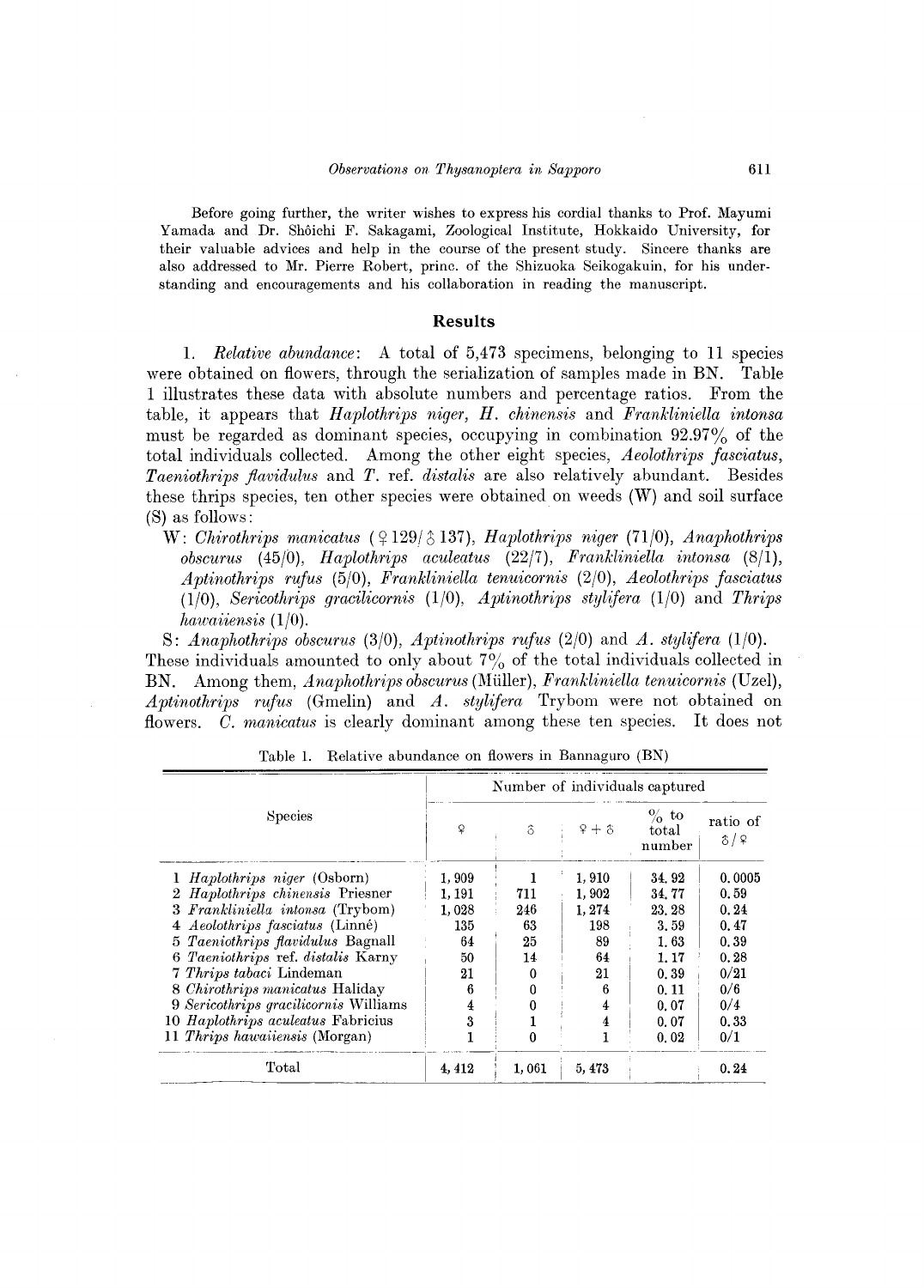Before going further, the writer wishes to express his cordial thanks to Prof. Mayumi Yamada and Dr. Shôichi F. Sakagami, Zoological Institute, Hokkaido University, for their valuable advices and help in the course of the present study. Sincere thanks are also addressed to Mr. Pierre Robert, princ. of the Shizuoka Seikogakuin, for his understanding and encouragements and his collaboration in reading the manuscript.

## Results

1. *Relative abundance*: A total of 5,473 specimens, belonging to 11 species were obtained on flowers, through the serialization of samples made in BN. Table 1 illustrates these data with absolute numbers and percentage ratios. From the table, it appears that *Haplothrips niger*, *H. chinensis* and *Frankliniella intonsa* must be regarded as dominant species, occupying in combination 92.97% of the total individuals collected. Among the other eight species, *Aeolothrips fasciatus*, *Taeniothrips flavidulus* and *T.* ref. *distalis* are also relatively abundant. Besides these thrips species, ten other species were obtained on weeds (W) and soil surface (S) as follows:

W: *Chirothrips manicatus* (♀129/♂137), *Haplothrips niger* (71/0), *Anaphothrips obscurus* (45/0), *Haplothrips aculeatus* (22/7), *Frankliniella intonsa* (8/1), *Aptinothrips rufus* (5/0), *Frankliniella tenuicornis* (2/0), *Aeolothrips fasciatus* (1/0), *Sericothrips gracilicornis* (1/0), *Aptinothrips stylifera* (1/0) and *Thrips hawaiiensis* (1/0).

S: *Anaphothrips obscurus* (3/0), *Aptinothrips rufus* (2/0) and *A. stylifera* (1/0).

These individuals amounted to only about 7% of the total individuals collected in BN. Among them, *Anaphothrips obscurus* (Müller), *Frankliniella tenuicornis* (Uzel), *Aptinothrips rufus* (Gmelin) and *A. stylifera* Trybom were not obtained on flowers. *C. manicatus* is clearly dominant among these ten species. It does not

Table 1. Relative abundance on flowers in Bannaguro (BN)

| Species | Number of individuals captured | | | | |
|---|---|---|---|---|---|
| | ♀ | ♂ | ♀+♂ | % to total number | ratio of ♂/♀ |
| 1 *Haplothrips niger* (Osborn) | 1,909 | 1 | 1,910 | 34.92 | 0.0005 |
| 2 *Haplothrips chinensis* Priesner | 1,191 | 711 | 1,902 | 34.77 | 0.59 |
| 3 *Frankliniella intonsa* (Trybom) | 1,028 | 246 | 1,274 | 23.28 | 0.24 |
| 4 *Aeolothrips fasciatus* (Linné) | 135 | 63 | 198 | 3.59 | 0.47 |
| 5 *Taeniothrips flavidulus* Bagnall | 64 | 25 | 89 | 1.63 | 0.39 |
| 6 *Taeniothrips* ref. *distalis* Karny | 50 | 14 | 64 | 1.17 | 0.28 |
| 7 *Thrips tabaci* Lindeman | 21 | 0 | 21 | 0.39 | 0/21 |
| 8 *Chirothrips manicatus* Haliday | 6 | 0 | 6 | 0.11 | 0/6 |
| 9 *Sericothrips gracilicornis* Williams | 4 | 0 | 4 | 0.07 | 0/4 |
| 10 *Haplothrips aculeatus* Fabricius | 3 | 1 | 4 | 0.07 | 0.33 |
| 11 *Thrips hawaiiensis* (Morgan) | 1 | 0 | 1 | 0.02 | 0/1 |
| Total | 4,412 | 1,061 | 5,473 | | 0.24 |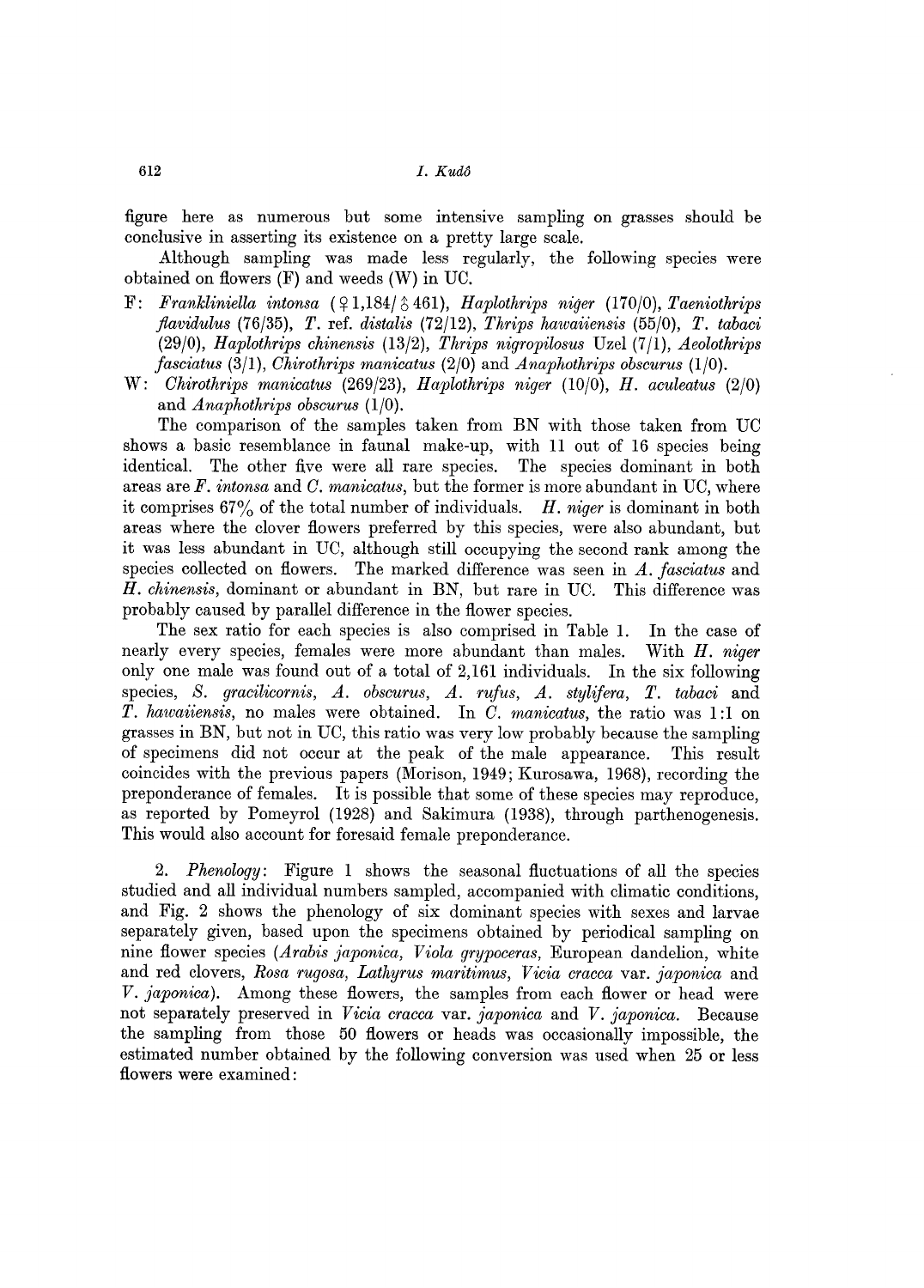figure here as numerous but some intensive sampling on grasses should be conclusive in asserting its existence on a pretty large scale.

Although sampling was made less regularly, the following species were obtained on flowers (F) and weeds (W) in UC.

F: *Frankliniella intonsa* (♀1,184/♂461), *Haplothrips niger* (170/0), *Taeniothrips flavidulus* (76/35), *T.* ref. *distalis* (72/12), *Thrips hawaiiensis* (55/0), *T. tabaci* (29/0), *Haplothrips chinensis* (13/2), *Thrips nigropilosus* Uzel (7/1), *Aeolothrips fasciatus* (3/1), *Chirothrips manicatus* (2/0) and *Anaphothrips obscurus* (1/0).

W: *Chirothrips manicatus* (269/23), *Haplothrips niger* (10/0), *H. aculeatus* (2/0) and *Anaphothrips obscurus* (1/0).

The comparison of the samples taken from BN with those taken from UC shows a basic resemblance in faunal make-up, with 11 out of 16 species being identical. The other five were all rare species. The species dominant in both areas are *F. intonsa* and *C. manicatus*, but the former is more abundant in UC, where it comprises 67% of the total number of individuals. *H. niger* is dominant in both areas where the clover flowers preferred by this species, were also abundant, but it was less abundant in UC, although still occupying the second rank among the species collected on flowers. The marked difference was seen in *A. fasciatus* and *H. chinensis*, dominant or abundant in BN, but rare in UC. This difference was probably caused by parallel difference in the flower species.

The sex ratio for each species is also comprised in Table 1. In the case of nearly every species, females were more abundant than males. With *H. niger* only one male was found out of a total of 2,161 individuals. In the six following species, *S. gracilicornis*, *A. obscurus*, *A. rufus*, *A. stylifera*, *T. tabaci* and *T. hawaiiensis*, no males were obtained. In *C. manicatus*, the ratio was 1:1 on grasses in BN, but not in UC, this ratio was very low probably because the sampling of specimens did not occur at the peak of the male appearance. This result coincides with the previous papers (Morison, 1949; Kurosawa, 1968), recording the preponderance of females. It is possible that some of these species may reproduce, as reported by Pomeyrol (1928) and Sakimura (1938), through parthenogenesis. This would also account for foresaid female preponderance.

2. *Phenology*: Figure 1 shows the seasonal fluctuations of all the species studied and all individual numbers sampled, accompanied with climatic conditions, and Fig. 2 shows the phenology of six dominant species with sexes and larvae separately given, based upon the specimens obtained by periodical sampling on nine flower species (*Arabis japonica*, *Viola grypoceras*, European dandelion, white and red clovers, *Rosa rugosa*, *Lathyrus maritimus*, *Vicia cracca* var. *japonica* and *V. japonica*). Among these flowers, the samples from each flower or head were not separately preserved in *Vicia cracca* var. *japonica* and *V. japonica*. Because the sampling from those 50 flowers or heads was occasionally impossible, the estimated number obtained by the following conversion was used when 25 or less flowers were examined: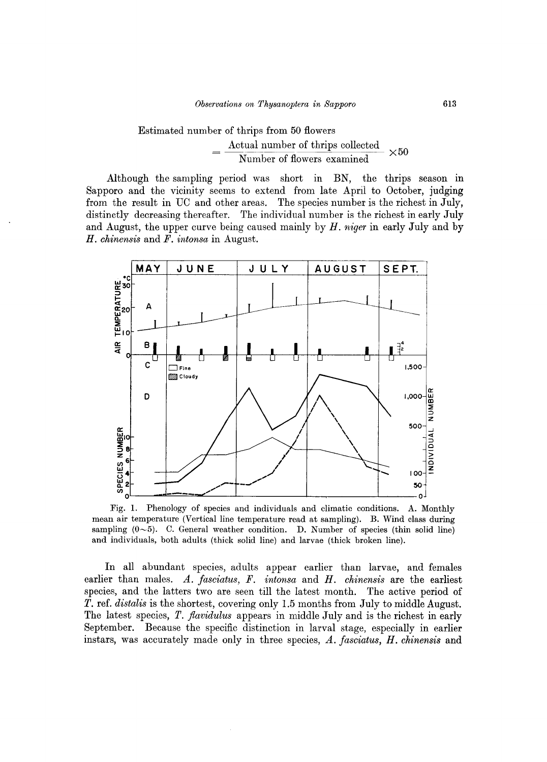$$\text{Estimated number of thrips from 50 flowers} = \frac{\text{Actual number of thrips collected}}{\text{Number of flowers examined}} \times 50$$

Although the sampling period was short in BN, the thrips season in Sapporo and the vicinity seems to extend from late April to October, judging from the result in UC and other areas. The species number is the richest in July, distinctly decreasing thereafter. The individual number is the richest in early July and August, the upper curve being caused mainly by *H. niger* in early July and by *H. chinensis* and *F. intonsa* in August.

Fig. 1. Phenology of species and individuals and climatic conditions. A. Monthly mean air temperature (Vertical line temperature read at sampling). B. Wind class during sampling (0~5). C. General weather condition. D. Number of species (thin solid line) and individuals, both adults (thick solid line) and larvae (thick broken line).

In all abundant species, adults appear earlier than larvae, and females earlier than males. *A. fasciatus*, *F. intonsa* and *H. chinensis* are the earliest species, and the latters two are seen till the latest month. The active period of *T.* ref. *distalis* is the shortest, covering only 1.5 months from July to middle August. The latest species, *T. flavidulus* appears in middle July and is the richest in early September. Because the specific distinction in larval stage, especially in earlier instars, was accurately made only in three species, *A. fasciatus*, *H. chinensis* and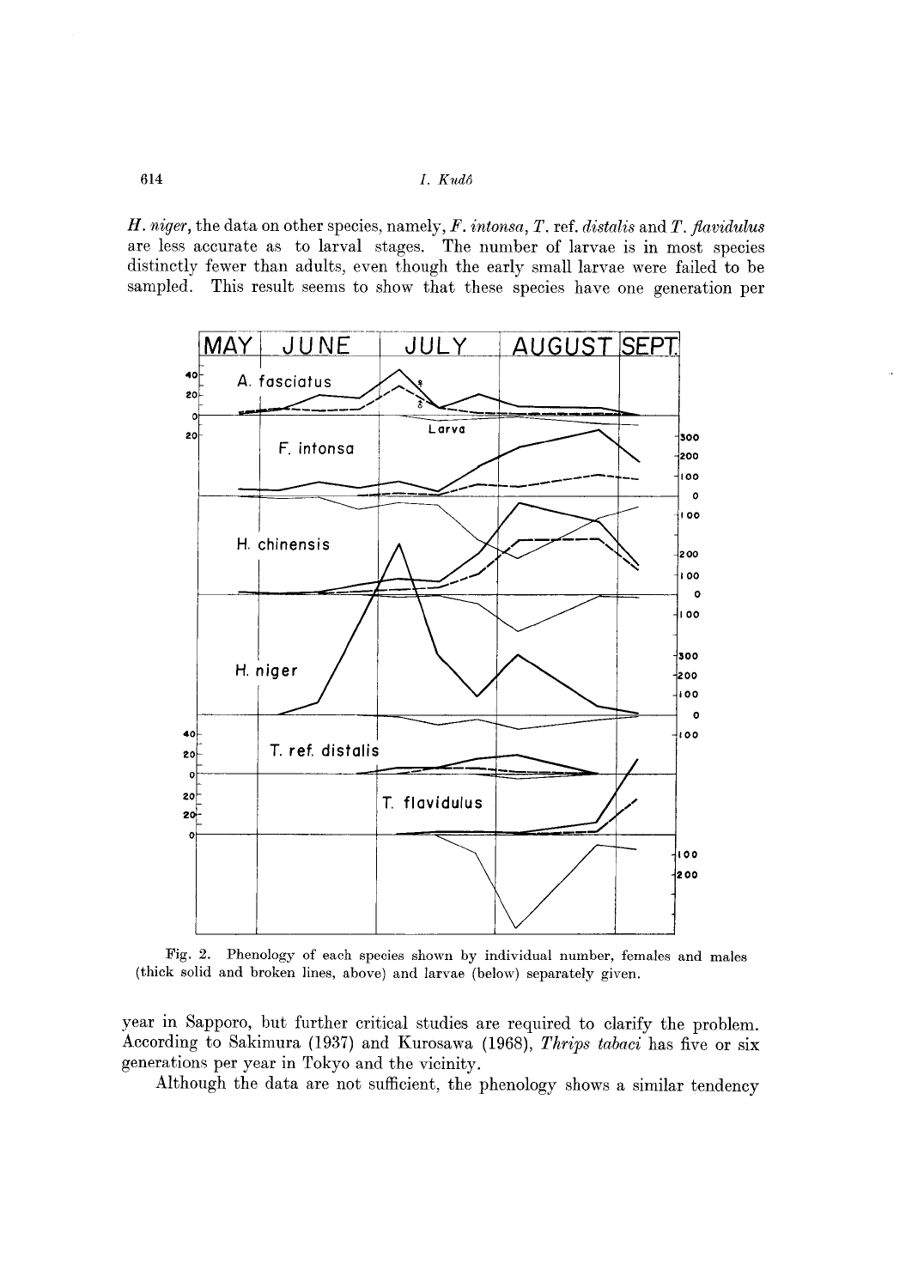*H. niger*, the data on other species, namely, *F. intonsa*, *T.* ref. *distalis* and *T. flavidulus* are less accurate as to larval stages. The number of larvae is in most species distinctly fewer than adults, even though the early small larvae were failed to be sampled. This result seems to show that these species have one generation per

Fig. 2. Phenology of each species shown by individual number, females and males (thick solid and broken lines, above) and larvae (below) separately given.

year in Sapporo, but further critical studies are required to clarify the problem. According to Sakimura (1937) and Kurosawa (1968), *Thrips tabaci* has five or six generations per year in Tokyo and the vicinity.

Although the data are not sufficient, the phenology shows a similar tendency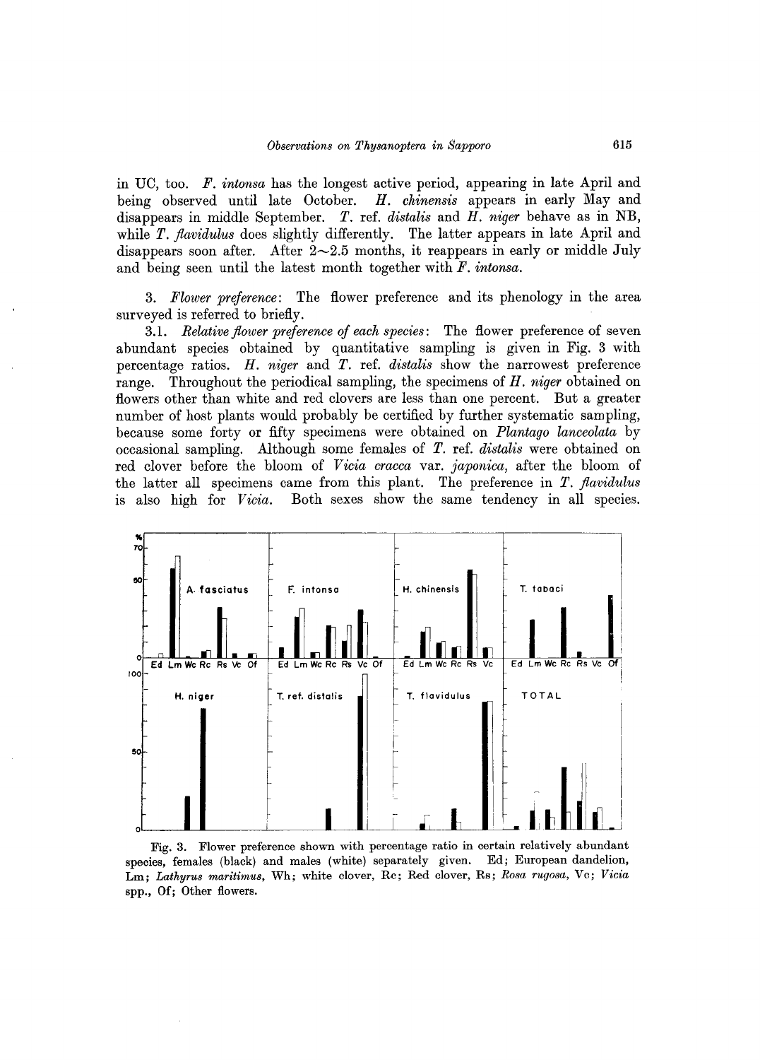in UC, too. *F. intonsa* has the longest active period, appearing in late April and being observed until late October. *H. chinensis* appears in early May and disappears in middle September. *T.* ref. *distalis* and *H. niger* behave as in NB, while *T. flavidulus* does slightly differently. The latter appears in late April and disappears soon after. After 2~2.5 months, it reappears in early or middle July and being seen until the latest month together with *F. intonsa*.

3. *Flower preference*: The flower preference and its phenology in the area surveyed is referred to briefly.

3.1. *Relative flower preference of each species*: The flower preference of seven abundant species obtained by quantitative sampling is given in Fig. 3 with percentage ratios. *H. niger* and *T.* ref. *distalis* show the narrowest preference range. Throughout the periodical sampling, the specimens of *H. niger* obtained on flowers other than white and red clovers are less than one percent. But a greater number of host plants would probably be certified by further systematic sampling, because some forty or fifty specimens were obtained on *Plantago lanceolata* by occasional sampling. Although some females of *T.* ref. *distalis* were obtained on red clover before the bloom of *Vicia cracca* var. *japonica*, after the bloom of the latter all specimens came from this plant. The preference in *T. flavidulus* is also high for *Vicia*. Both sexes show the same tendency in all species.

Fig. 3. Flower preference shown with percentage ratio in certain relatively abundant species, females (black) and males (white) separately given. Ed; European dandelion, Lm; *Lathyrus maritimus*, Wh; white clover, Rc; Red clover, Rs; *Rosa rugosa*, Vc; *Vicia* spp., Of; Other flowers.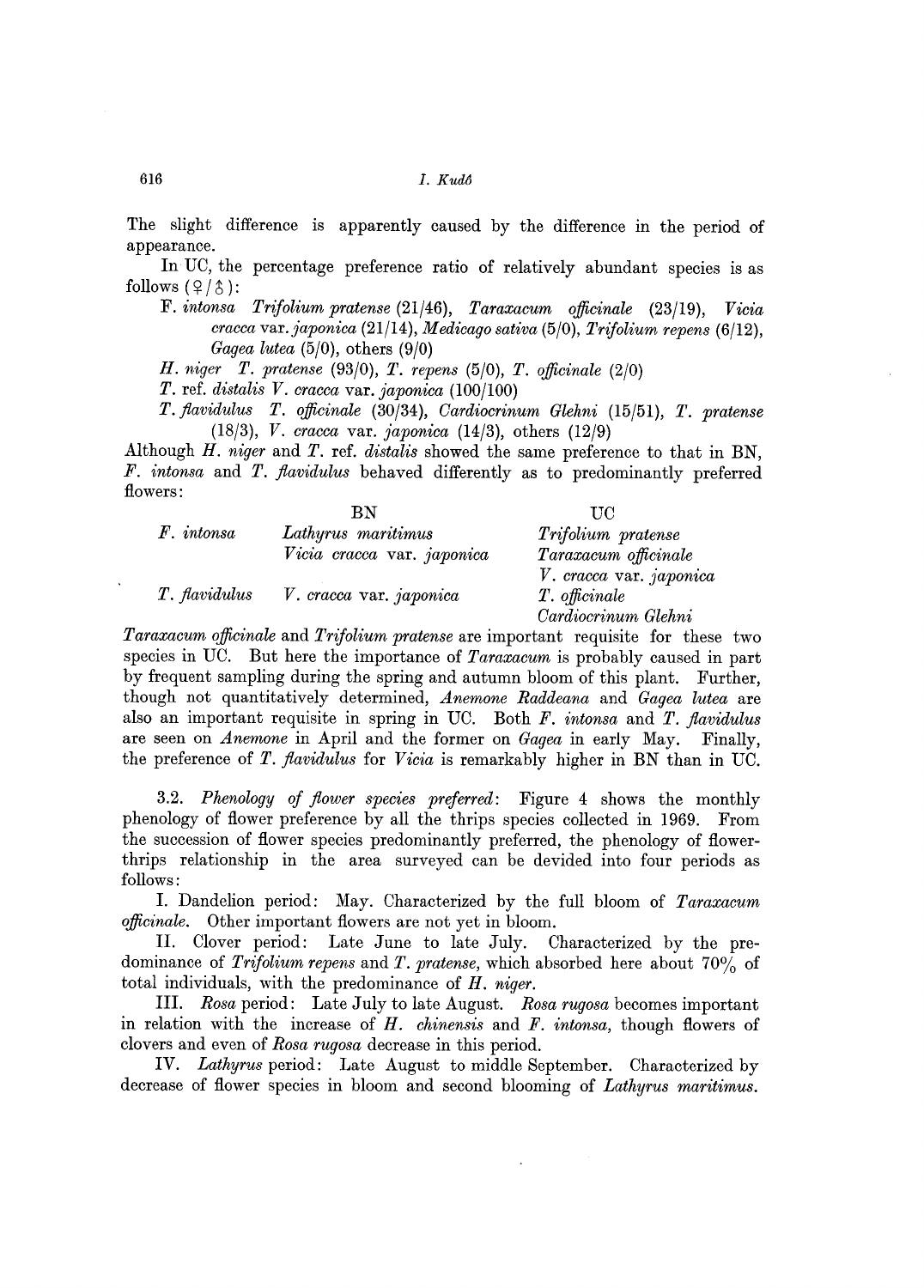The slight difference is apparently caused by the difference in the period of appearance.

In UC, the percentage preference ratio of relatively abundant species is as follows (♀/♂):

F. *intonsa* *Trifolium pratense* (21/46), *Taraxacum officinale* (23/19), *Vicia cracca* var. *japonica* (21/14), *Medicago sativa* (5/0), *Trifolium repens* (6/12), *Gagea lutea* (5/0), others (9/0)

*H. niger* *T. pratense* (93/0), *T. repens* (5/0), *T. officinale* (2/0)

*T.* ref. *distalis* *V. cracca* var. *japonica* (100/100)

*T. flavidulus* *T. officinale* (30/34), *Cardiocrinum Glehni* (15/51), *T. pratense* (18/3), *V. cracca* var. *japonica* (14/3), others (12/9)

Although *H. niger* and *T.* ref. *distalis* showed the same preference to that in BN, *F. intonsa* and *T. flavidulus* behaved differently as to predominantly preferred flowers:

| | BN | UC |
|---|---|---|
| *F. intonsa* | *Lathyrus maritimus* | *Trifolium pratense* |
| | *Vicia cracca* var. *japonica* | *Taraxacum officinale* |
| | | *V. cracca* var. *japonica* |
| *T. flavidulus* | *V. cracca* var. *japonica* | *T. officinale* |
| | | *Cardiocrinum Glehni* |

*Taraxacum officinale* and *Trifolium pratense* are important requisite for these two species in UC. But here the importance of *Taraxacum* is probably caused in part by frequent sampling during the spring and autumn bloom of this plant. Further, though not quantitatively determined, *Anemone Raddeana* and *Gagea lutea* are also an important requisite in spring in UC. Both *F. intonsa* and *T. flavidulus* are seen on *Anemone* in April and the former on *Gagea* in early May. Finally, the preference of *T. flavidulus* for *Vicia* is remarkably higher in BN than in UC.

3.2. *Phenology of flower species preferred*: Figure 4 shows the monthly phenology of flower preference by all the thrips species collected in 1969. From the succession of flower species predominantly preferred, the phenology of flower-thrips relationship in the area surveyed can be devided into four periods as follows:

I. Dandelion period: May. Characterized by the full bloom of *Taraxacum officinale*. Other important flowers are not yet in bloom.

II. Clover period: Late June to late July. Characterized by the predominance of *Trifolium repens* and *T. pratense*, which absorbed here about 70% of total individuals, with the predominance of *H. niger*.

III. *Rosa* period: Late July to late August. *Rosa rugosa* becomes important in relation with the increase of *H. chinensis* and *F. intonsa*, though flowers of clovers and even of *Rosa rugosa* decrease in this period.

IV. *Lathyrus* period: Late August to middle September. Characterized by decrease of flower species in bloom and second blooming of *Lathyrus maritimus*.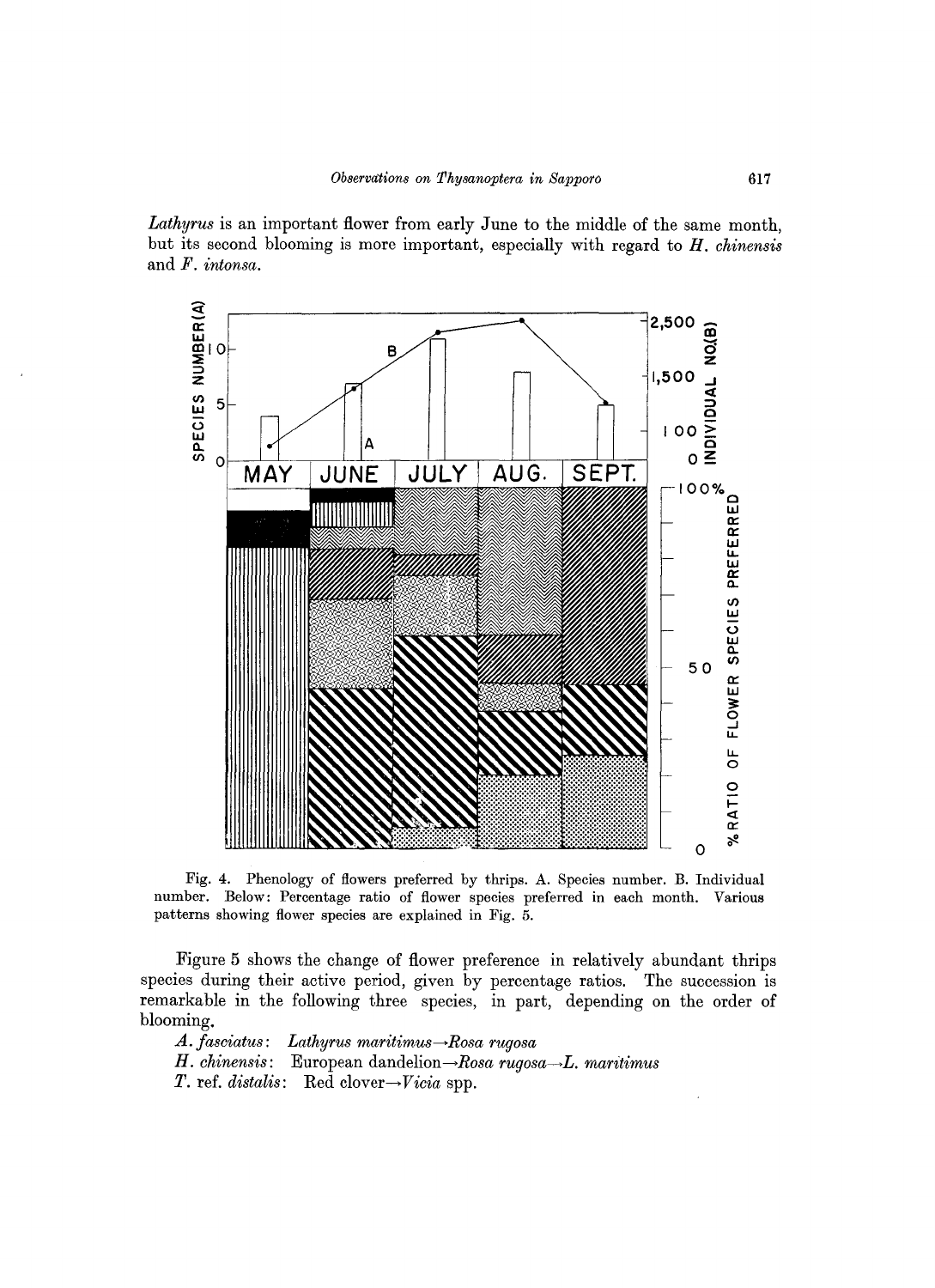*Lathyrus* is an important flower from early June to the middle of the same month, but its second blooming is more important, especially with regard to *H. chinensis* and *F. intonsa*.

Fig. 4. Phenology of flowers preferred by thrips. A. Species number. B. Individual number. Below: Percentage ratio of flower species preferred in each month. Various patterns showing flower species are explained in Fig. 5.

Figure 5 shows the change of flower preference in relatively abundant thrips species during their active period, given by percentage ratios. The succession is remarkable in the following three species, in part, depending on the order of blooming.

*A. fasciatus*: *Lathyrus maritimus*→*Rosa rugosa*

*H. chinensis*: European dandelion→*Rosa rugosa*→*L. maritimus*

*T.* ref. *distalis*: Red clover→*Vicia* spp.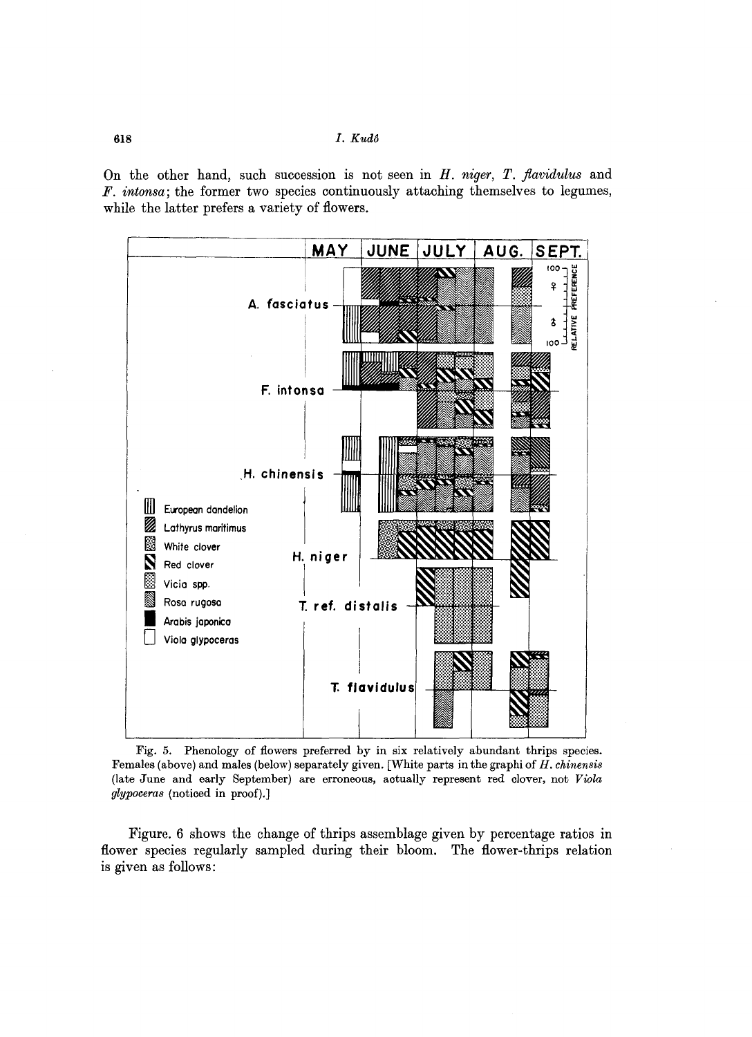On the other hand, such succession is not seen in *H. niger*, *T. flavidulus* and *F. intonsa*; the former two species continuously attaching themselves to legumes, while the latter prefers a variety of flowers.

Fig. 5. Phenology of flowers preferred by in six relatively abundant thrips species. Females (above) and males (below) separately given. [White parts in the graphi of *H. chinensis* (late June and early September) are erroneous, actually represent red clover, not *Viola glypoceras* (noticed in proof).]

Figure. 6 shows the change of thrips assemblage given by percentage ratios in flower species regularly sampled during their bloom. The flower-thrips relation is given as follows: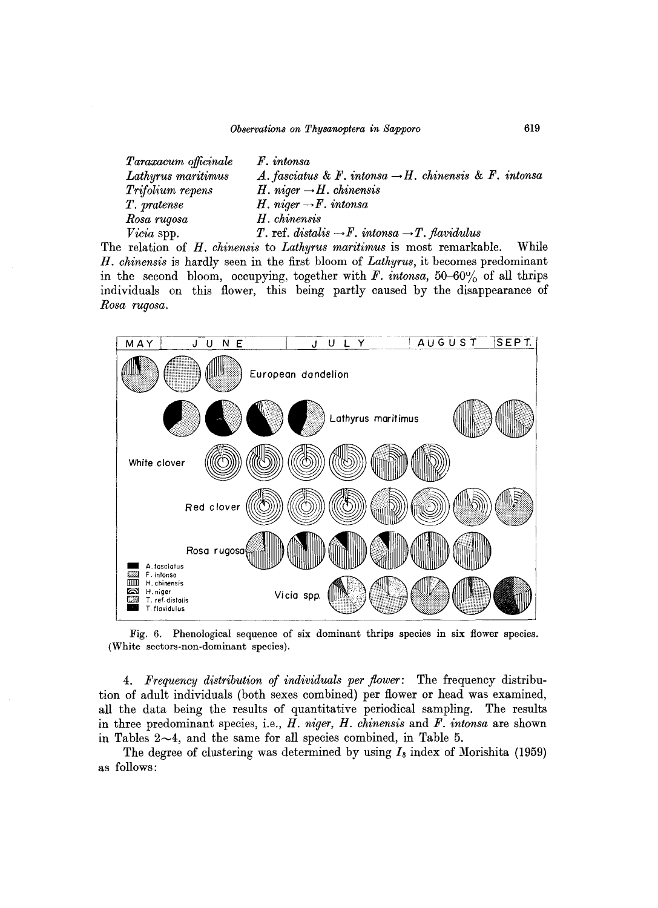| | |
|---|---|
| *Taraxacum officinale* | *F. intonsa* |
| *Lathyrus maritimus* | *A. fasciatus* & *F. intonsa* → *H. chinensis* & *F. intonsa* |
| *Trifolium repens* | *H. niger* → *H. chinensis* |
| *T. pratense* | *H. niger* → *F. intonsa* |
| *Rosa rugosa* | *H. chinensis* |
| *Vicia* spp. | *T.* ref. *distalis* → *F. intonsa* → *T. flavidulus* |

The relation of *H. chinensis* to *Lathyrus maritimus* is most remarkable. While *H. chinensis* is hardly seen in the first bloom of *Lathyrus*, it becomes predominant in the second bloom, occupying, together with *F. intonsa*, 50–60% of all thrips individuals on this flower, this being partly caused by the disappearance of *Rosa rugosa*.

Fig. 6. Phenological sequence of six dominant thrips species in six flower species. (White sectors-non-dominant species).

4. *Frequency distribution of individuals per flower*: The frequency distribution of adult individuals (both sexes combined) per flower or head was examined, all the data being the results of quantitative periodical sampling. The results in three predominant species, i.e., *H. niger*, *H. chinensis* and *F. intonsa* are shown in Tables 2~4, and the same for all species combined, in Table 5.

The degree of clustering was determined by using $I_\delta$ index of Morishita (1959) as follows: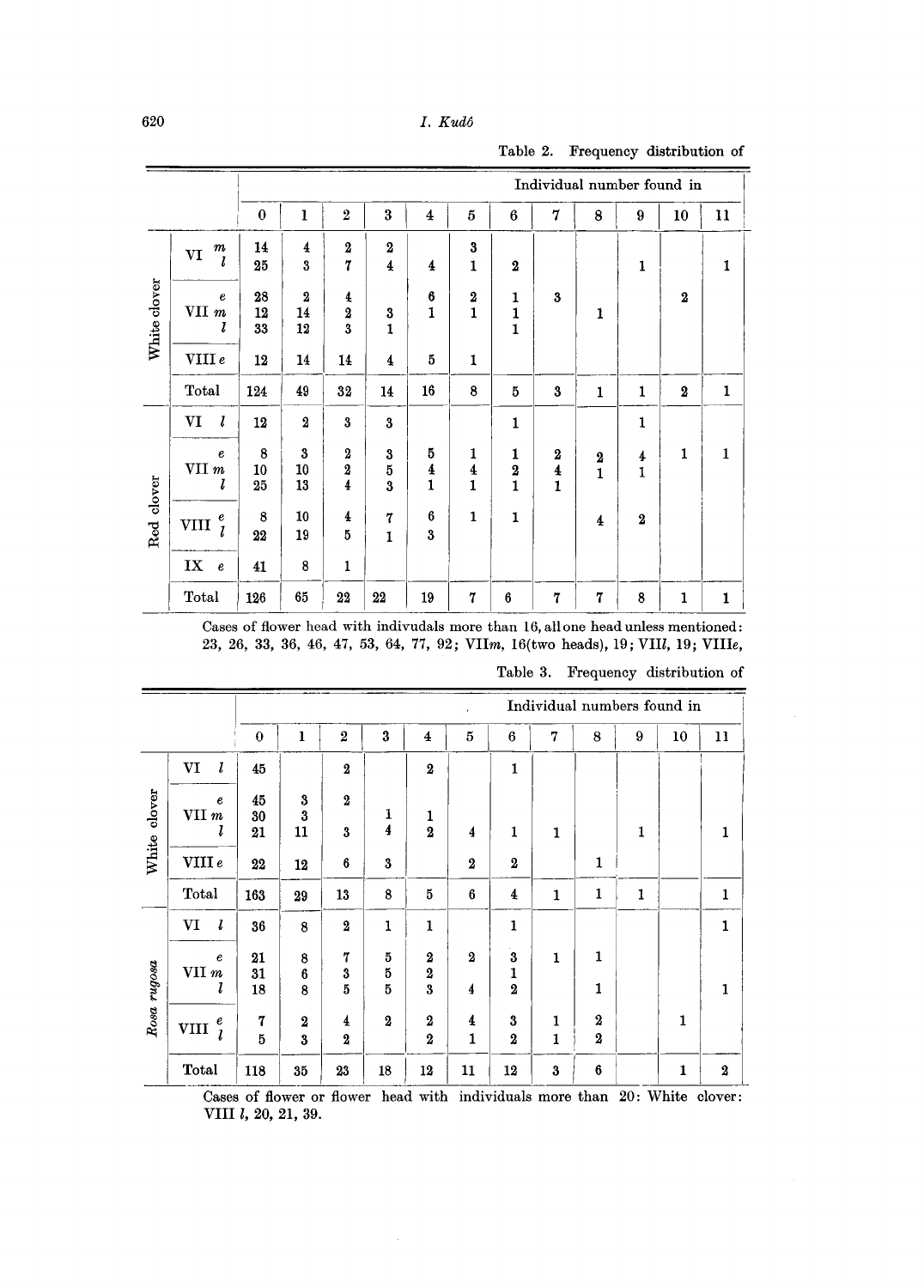Table 2. Frequency distribution of

| | | Individual number found in | | | | | | | | | | | |
|---|---|---|---|---|---|---|---|---|---|---|---|---|---|
| | | 0 | 1 | 2 | 3 | 4 | 5 | 6 | 7 | 8 | 9 | 10 | 11 |
| White clover | VI *m* | 14 | 4 | 2 | 2 | | 3 | | | | | | |
| | VI *l* | 25 | 3 | 7 | 4 | 4 | 1 | 2 | | | 1 | | 1 |
| | VII *e* | 28 | 2 | 4 | | 6 | 2 | 1 | 3 | | | 2 | |
| | VII *m* | 12 | 14 | 2 | 3 | 1 | 1 | 1 | | 1 | | | |
| | VII *l* | 33 | 12 | 3 | 1 | | | 1 | | | | | |
| | VIII *e* | 12 | 14 | 14 | 4 | 5 | 1 | | | | | | |
| | Total | 124 | 49 | 32 | 14 | 16 | 8 | 5 | 3 | 1 | 1 | 2 | 1 |
| Red clover | VI *l* | 12 | 2 | 3 | 3 | | | 1 | | | 1 | | |
| | VII *e* | 8 | 3 | 2 | 3 | 5 | 1 | 1 | 2 | 2 | 4 | 1 | 1 |
| | VII *m* | 10 | 10 | 2 | 5 | 4 | 4 | 2 | 4 | 1 | 1 | | |
| | VII *l* | 25 | 13 | 4 | 3 | 1 | 1 | 1 | 1 | | | | |
| | VIII *e* | 8 | 10 | 4 | 7 | 6 | 1 | 1 | | 4 | 2 | | |
| | VIII *l* | 22 | 19 | 5 | 1 | 3 | | | | | | | |
| | IX *e* | 41 | 8 | 1 | | | | | | | | | |
| | Total | 126 | 65 | 22 | 22 | 19 | 7 | 6 | 7 | 7 | 8 | 1 | 1 |

Cases of flower head with indivudals more than 16, all one head unless mentioned: 23, 26, 33, 36, 46, 47, 53, 64, 77, 92; VII*m*, 16(two heads), 19; VIII*l*, 19; VIII*e*,

Table 3. Frequency distribution of

| | | Individual numbers found in | | | | | | | | | | | |
|---|---|---|---|---|---|---|---|---|---|---|---|---|---|
| | | 0 | 1 | 2 | 3 | 4 | 5 | 6 | 7 | 8 | 9 | 10 | 11 |
| White clover | VI *l* | 45 | | 2 | | 2 | | 1 | | | | | |
| | VII *e* | 45 | 3 | 2 | | | | | | | | | |
| | VII *m* | 30 | 3 | | 1 | 1 | | | | | | | |
| | VII *l* | 21 | 11 | 3 | 4 | 2 | 4 | 1 | 1 | | 1 | | 1 |
| | VIII *e* | 22 | 12 | 6 | 3 | | 2 | 2 | | 1 | | | |
| | Total | 163 | 29 | 13 | 8 | 5 | 6 | 4 | 1 | 1 | 1 | | 1 |
| *Rosa rugosa* | VI *l* | 36 | 8 | 2 | 1 | 1 | | 1 | | | | | 1 |
| | VII *e* | 21 | 8 | 7 | 5 | 2 | 2 | 3 | 1 | 1 | | | |
| | VII *m* | 31 | 6 | 3 | 5 | 2 | | 1 | | | | | |
| | VII *l* | 18 | 8 | 5 | 5 | 3 | 4 | 2 | | 1 | | | 1 |
| | VIII *e* | 7 | 2 | 4 | 2 | 2 | 4 | 3 | 1 | 2 | | 1 | |
| | VIII *l* | 5 | 3 | 2 | | 2 | 1 | 2 | 1 | 2 | | | |
| | Total | 118 | 35 | 23 | 18 | 12 | 11 | 12 | 3 | 6 | | 1 | 2 |

Cases of flower or flower head with individuals more than 20: White clover: VIII *l*, 20, 21, 39.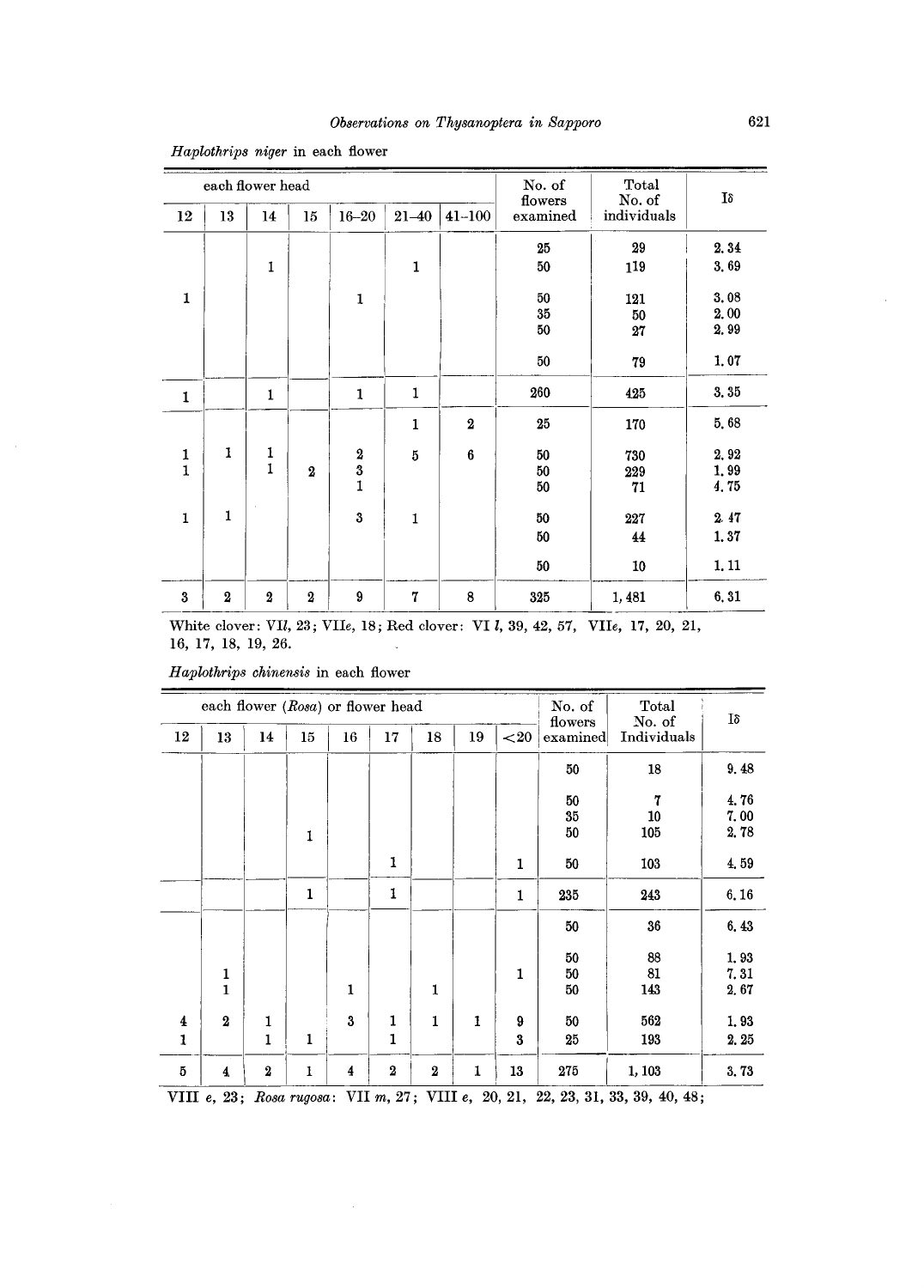*Haplothrips niger* in each flower

| each flower head | | | | | | | No. of flowers examined | Total No. of individuals | Iδ |
|---|---|---|---|---|---|---|---|---|---|
| 12 | 13 | 14 | 15 | 16–20 | 21–40 | 41–100 | | | |
| | | | | | | | 25 | 29 | 2.34 |
| | | 1 | | | 1 | | 50 | 119 | 3.69 |
| 1 | | | | 1 | | | 50 | 121 | 3.08 |
| | | | | | | | 35 | 50 | 2.00 |
| | | | | | | | 50 | 27 | 2.99 |
| | | | | | | | 50 | 79 | 1.07 |
| 1 | | 1 | | 1 | 1 | | 260 | 425 | 3.35 |
| | | | | | 1 | 2 | 25 | 170 | 5.68 |
| 1 | 1 | 1 | | 2 | 5 | 6 | 50 | 730 | 2.92 |
| 1 | | 1 | 2 | 3 | | | 50 | 229 | 1.99 |
| | | | | 1 | | | 50 | 71 | 4.75 |
| 1 | 1 | | | 3 | 1 | | 50 | 227 | 2.47 |
| | | | | | | | 50 | 44 | 1.37 |
| | | | | | | | 50 | 10 | 1.11 |
| 3 | 2 | 2 | 2 | 9 | 7 | 8 | 325 | 1,481 | 6.31 |

White clover: VII*l*, 23; VII*e*, 18; Red clover: VI *l*, 39, 42, 57, VII*e*, 17, 20, 21, 16, 17, 18, 19, 26.

*Haplothrips chinensis* in each flower

| each flower (*Rosa*) or flower head | | | | | | | | | No. of flowers examined | Total No. of Individuals | Iδ |
|---|---|---|---|---|---|---|---|---|---|---|---|
| 12 | 13 | 14 | 15 | 16 | 17 | 18 | 19 | <20 | | | |
| | | | | | | | | | 50 | 18 | 9.48 |
| | | | | | | | | | 50 | 7 | 4.76 |
| | | | | | | | | | 35 | 10 | 7.00 |
| | | | 1 | | | | | | 50 | 105 | 2.78 |
| | | | | | 1 | | | 1 | 50 | 103 | 4.59 |
| | | | 1 | | 1 | | | 1 | 235 | 243 | 6.16 |
| | | | | | | | | | 50 | 36 | 6.43 |
| | | | | | | | | | 50 | 88 | 1.93 |
| | 1 | | | | | | | 1 | 50 | 81 | 7.31 |
| | 1 | | | 1 | | 1 | | | 50 | 143 | 2.67 |
| 4 | 2 | 1 | | 3 | 1 | 1 | 1 | 9 | 50 | 562 | 1.93 |
| 1 | | 1 | 1 | | 1 | | | 3 | 25 | 193 | 2.25 |
| 5 | 4 | 2 | 1 | 4 | 2 | 2 | 1 | 13 | 275 | 1,103 | 3.73 |

VIII *e*, 23; *Rosa rugosa*: VII *m*, 27; VIII *e*, 20, 21, 22, 23, 31, 33, 39, 40, 48;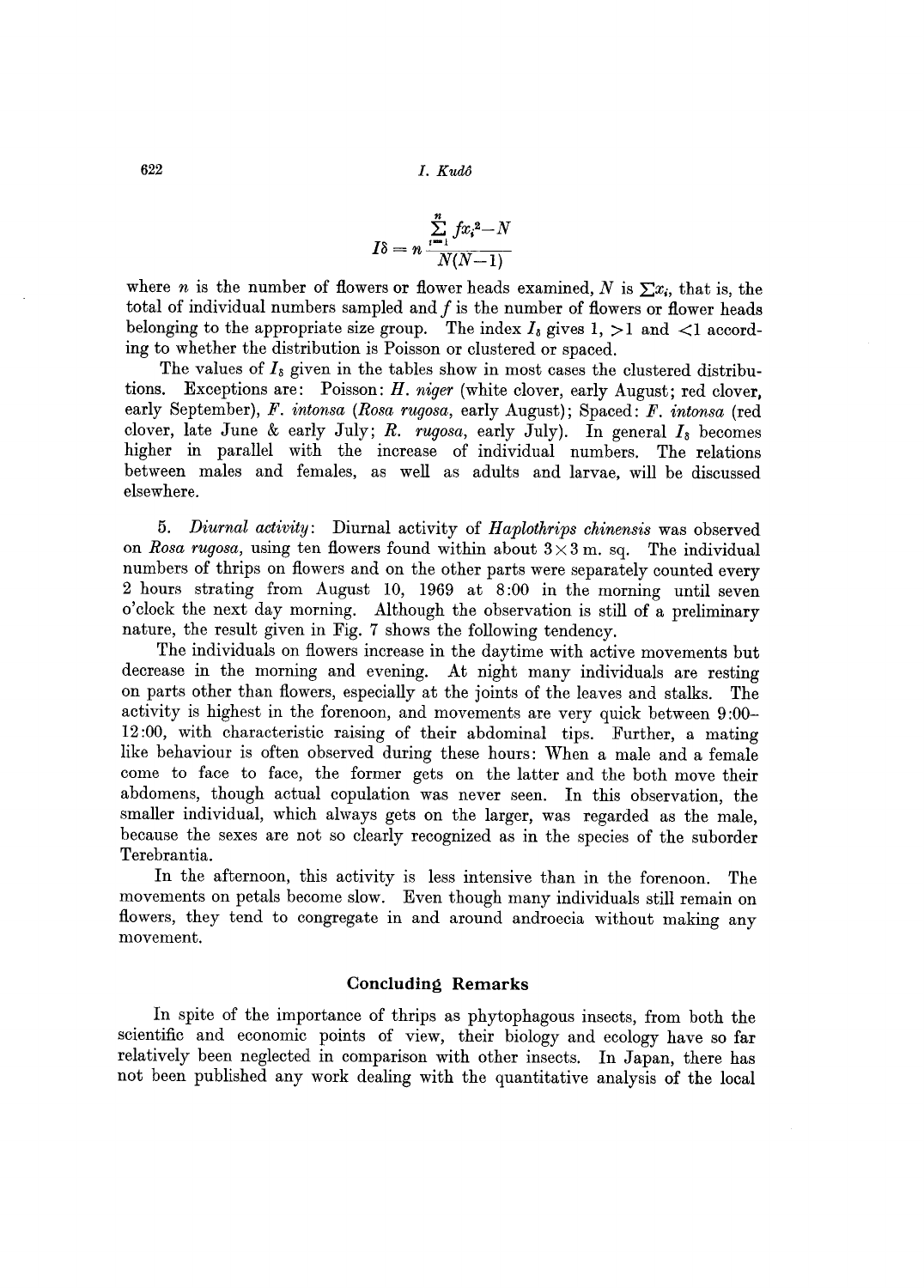$$I\delta = n \frac{\sum_{i=1}^{n} f x_i^2 - N}{N(N-1)}$$

where $n$ is the number of flowers or flower heads examined, $N$ is $\sum x_i$, that is, the total of individual numbers sampled and $f$ is the number of flowers or flower heads belonging to the appropriate size group. The index $I_\delta$ gives 1, $>1$ and $<1$ according to whether the distribution is Poisson or clustered or spaced.

The values of $I_\delta$ given in the tables show in most cases the clustered distributions. Exceptions are: Poisson: *H. niger* (white clover, early August; red clover, early September), *F. intonsa* (*Rosa rugosa*, early August); Spaced: *F. intonsa* (red clover, late June & early July; *R. rugosa*, early July). In general $I_\delta$ becomes higher in parallel with the increase of individual numbers. The relations between males and females, as well as adults and larvae, will be discussed elsewhere.

5. *Diurnal activity*: Diurnal activity of *Haplothrips chinensis* was observed on *Rosa rugosa*, using ten flowers found within about 3×3 m. sq. The individual numbers of thrips on flowers and on the other parts were separately counted every 2 hours strating from August 10, 1969 at 8:00 in the morning until seven o'clock the next day morning. Although the observation is still of a preliminary nature, the result given in Fig. 7 shows the following tendency.

The individuals on flowers increase in the daytime with active movements but decrease in the morning and evening. At night many individuals are resting on parts other than flowers, especially at the joints of the leaves and stalks. The activity is highest in the forenoon, and movements are very quick between 9:00–12:00, with characteristic raising of their abdominal tips. Further, a mating like behaviour is often observed during these hours: When a male and a female come to face to face, the former gets on the latter and the both move their abdomens, though actual copulation was never seen. In this observation, the smaller individual, which always gets on the larger, was regarded as the male, because the sexes are not so clearly recognized as in the species of the suborder Terebrantia.

In the afternoon, this activity is less intensive than in the forenoon. The movements on petals become slow. Even though many individuals still remain on flowers, they tend to congregate in and around androecia without making any movement.

## Concluding Remarks

In spite of the importance of thrips as phytophagous insects, from both the scientific and economic points of view, their biology and ecology have so far relatively been neglected in comparison with other insects. In Japan, there has not been published any work dealing with the quantitative analysis of the local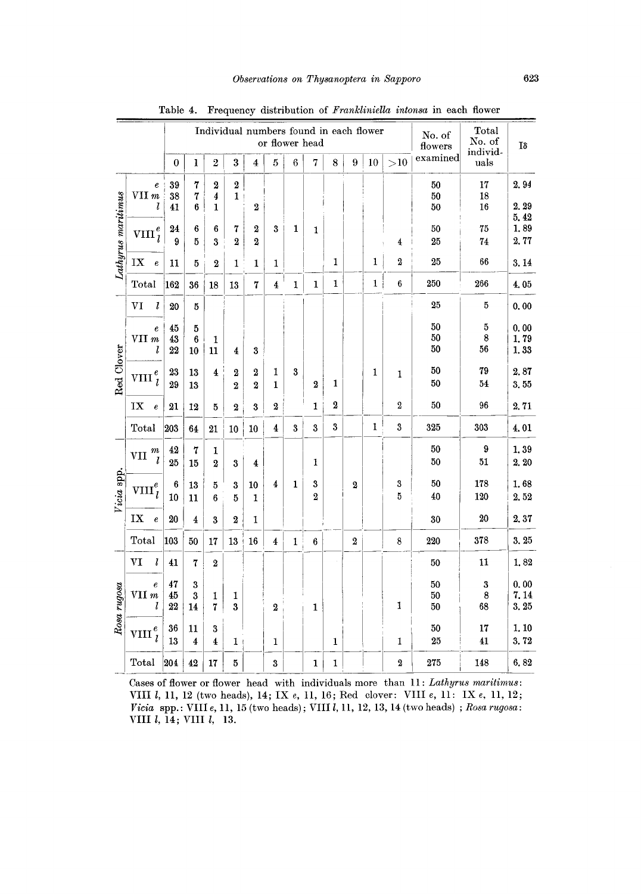Table 4. Frequency distribution of *Frankliniella intonsa* in each flower

| | | Individual numbers found in each flower or flower head | | | | | | | | | | | | No. of flowers examined | Total No. of individuals | Iδ |
|---|---|---|---|---|---|---|---|---|---|---|---|---|---|---|---|---|
| | | 0 | 1 | 2 | 3 | 4 | 5 | 6 | 7 | 8 | 9 | 10 | >10 | | | |
| *Lathyrus maritimus* | VII *e* | 39 | 7 | 2 | 2 | | | | | | | | | 50 | 17 | 2.94 |
| | VII *m* | 38 | 7 | 4 | 1 | | | | | | | | | 50 | 18 | |
| | VII *l* | 41 | 6 | 1 | | 2 | | | | | | | | 50 | 16 | 2.29 5.42 |
| | VIII *e* | 24 | 6 | 6 | 7 | 2 | 3 | 1 | 1 | | | | | 50 | 75 | 1.89 |
| | VIII *l* | 9 | 5 | 3 | 2 | 2 | | | | | | | 4 | 25 | 74 | 2.77 |
| | IX *e* | 11 | 5 | 2 | 1 | 1 | 1 | | | 1 | | 1 | 2 | 25 | 66 | 3.14 |
| | Total | 162 | 36 | 18 | 13 | 7 | 4 | 1 | 1 | 1 | | 1 | 6 | 250 | 266 | 4.05 |
| Red Clover | VI *l* | 20 | 5 | | | | | | | | | | | 25 | 5 | 0.00 |
| | VII *e* | 45 | 5 | | | | | | | | | | | 50 | 5 | 0.00 |
| | VII *m* | 43 | 6 | 1 | | | | | | | | | | 50 | 8 | 1.79 |
| | VII *l* | 22 | 10 | 11 | 4 | 3 | | | | | | | | 50 | 56 | 1.33 |
| | VIII *e* | 23 | 13 | 4 | 2 | 2 | 1 | 3 | | | | 1 | 1 | 50 | 79 | 2.87 |
| | VIII *l* | 29 | 13 | | 2 | 2 | 1 | | 2 | 1 | | | | 50 | 54 | 3.55 |
| | IX *e* | 21 | 12 | 5 | 2 | 3 | 2 | | 1 | 2 | | | 2 | 50 | 96 | 2.71 |
| | Total | 203 | 64 | 21 | 10 | 10 | 4 | 3 | 3 | 3 | | 1 | 3 | 325 | 303 | 4.01 |
| *Vicia* spp. | VII *m* | 42 | 7 | 1 | | | | | | | | | | 50 | 9 | 1.39 |
| | VII *l* | 25 | 15 | 2 | 3 | 4 | | | 1 | | | | | 50 | 51 | 2.20 |
| | VIII *e* | 6 | 13 | 5 | 3 | 10 | 4 | 1 | 3 | | 2 | | 3 | 50 | 178 | 1.68 |
| | VIII *l* | 10 | 11 | 6 | 5 | 1 | | | 2 | | | | 5 | 40 | 120 | 2.52 |
| | IX *e* | 20 | 4 | 3 | 2 | 1 | | | | | | | | 30 | 20 | 2.37 |
| | Total | 103 | 50 | 17 | 13 | 16 | 4 | 1 | 6 | | 2 | | 8 | 220 | 378 | 3.25 |
| *Rosa rugosa* | VI *l* | 41 | 7 | 2 | | | | | | | | | | 50 | 11 | 1.82 |
| | VII *e* | 47 | 3 | | | | | | | | | | | 50 | 3 | 0.00 |
| | VII *m* | 45 | 3 | 1 | 1 | | | | | | | | | 50 | 8 | 7.14 |
| | VII *l* | 22 | 14 | 7 | 3 | | 2 | | 1 | | | | 1 | 50 | 68 | 3.25 |
| | VIII *e* | 36 | 11 | 3 | | | | | | | | | | 50 | 17 | 1.10 |
| | VIII *l* | 13 | 4 | 4 | 1 | | 1 | | | 1 | | | 1 | 25 | 41 | 3.72 |
| | Total | 204 | 42 | 17 | 5 | | 3 | | 1 | 1 | | | 2 | 275 | 148 | 6.82 |

Cases of flower or flower head with individuals more than 11: *Lathyrus maritimus*: VIII *l*, 11, 12 (two heads), 14; IX *e*, 11, 16; Red clover: VIII *e*, 11: IX *e*, 11, 12; *Vicia* spp.: VIII *e*, 11, 15 (two heads); VIII *l*, 11, 12, 13, 14 (two heads) ; *Rosa rugosa*: VIII *l*, 14; VIII *l*, 13.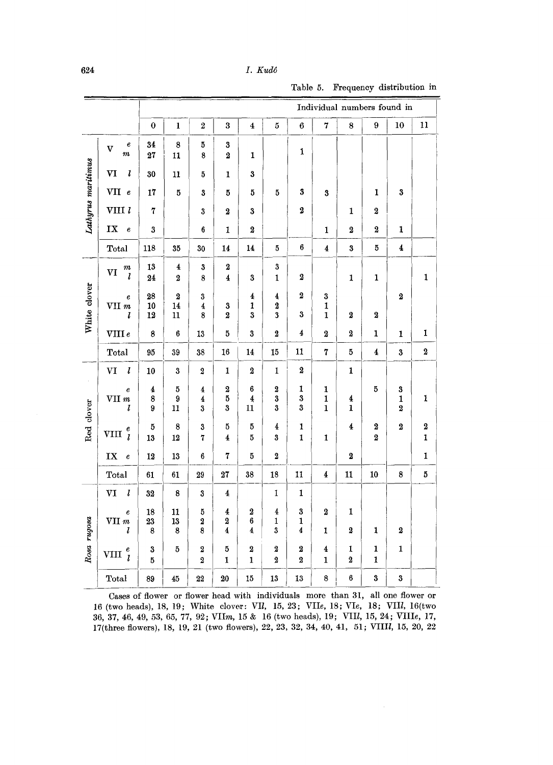Table 5. Frequency distribution in

| | | Individual numbers found in | | | | | | | | | | | |
|---|---|---|---|---|---|---|---|---|---|---|---|---|---|
| | | 0 | 1 | 2 | 3 | 4 | 5 | 6 | 7 | 8 | 9 | 10 | 11 |
| *Lathyrus maritimus* | V *e* | 34 | 8 | 5 | 3 | | | | | | | | |
| | V *m* | 27 | 11 | 8 | 2 | 1 | | 1 | | | | | |
| | VI *l* | 30 | 11 | 5 | 1 | 3 | | | | | | | |
| | VII *e* | 17 | 5 | 3 | 5 | 5 | 5 | 3 | 3 | | 1 | 3 | |
| | VIII *l* | 7 | | 3 | 2 | 3 | | 2 | | 1 | 2 | | |
| | IX *e* | 3 | | 6 | 1 | 2 | | | 1 | 2 | 2 | 1 | |
| | Total | 118 | 35 | 30 | 14 | 14 | 5 | 6 | 4 | 3 | 5 | 4 | |
| White clover | VI *m* | 13 | 4 | 3 | 2 | | 3 | | | | | | |
| | VI *l* | 24 | 2 | 8 | 4 | 3 | 1 | 2 | | 1 | 1 | | 1 |
| | VII *e* | 28 | 2 | 3 | | 4 | 4 | 2 | 3 | | | 2 | |
| | VII *m* | 10 | 14 | 4 | 3 | 1 | 2 | | 1 | | | | |
| | VII *l* | 12 | 11 | 8 | 2 | 3 | 3 | 3 | 1 | 2 | 2 | | |
| | VIII *e* | 8 | 6 | 13 | 5 | 3 | 2 | 4 | 2 | 2 | 1 | 1 | 1 |
| | Total | 95 | 39 | 38 | 16 | 14 | 15 | 11 | 7 | 5 | 4 | 3 | 2 |
| Red clover | VI *l* | 10 | 3 | 2 | 1 | 2 | 1 | 2 | | 1 | | | |
| | VII *e* | 4 | 5 | 4 | 2 | 6 | 2 | 1 | 1 | | 5 | 3 | |
| | VII *m* | 8 | 9 | 4 | 5 | 4 | 3 | 3 | 1 | 4 | | 1 | 1 |
| | VII *l* | 9 | 11 | 3 | 3 | 11 | 3 | 3 | 1 | 1 | | 2 | |
| | VIII *e* | 5 | 8 | 3 | 5 | 5 | 4 | 1 | | 4 | 2 | 2 | 2 |
| | VIII *l* | 13 | 12 | 7 | 4 | 5 | 3 | 1 | 1 | | 2 | | 1 |
| | IX *e* | 12 | 13 | 6 | 7 | 5 | 2 | | | 2 | | | 1 |
| | Total | 61 | 61 | 29 | 27 | 38 | 18 | 11 | 4 | 11 | 10 | 8 | 5 |
| *Rosa rugosa* | VI *l* | 32 | 8 | 3 | 4 | | 1 | 1 | | | | | |
| | VII *e* | 18 | 11 | 5 | 4 | 2 | 4 | 3 | 2 | 1 | | | |
| | VII *m* | 23 | 13 | 2 | 2 | 6 | 1 | 1 | | | | | |
| | VII *l* | 8 | 8 | 8 | 4 | 4 | 3 | 4 | 1 | 2 | 1 | 2 | |
| | VIII *e* | 3 | 5 | 2 | 5 | 2 | 2 | 2 | 4 | 1 | 1 | 1 | |
| | VIII *l* | 5 | | 2 | 1 | 1 | 2 | 2 | 1 | 2 | 1 | | |
| | Total | 89 | 45 | 22 | 20 | 15 | 13 | 13 | 8 | 6 | 3 | 3 | |

Cases of flower or flower head with individuals more than 31, all one flower or 16 (two heads), 18, 19; White clover: VI*l*, 15, 23; VII*e*, 18; VI*e*, 18; VII*l*, 16(two 36, 37, 46, 49, 53, 65, 77, 92; VII*m*, 15 & 16 (two heads), 19; VII*l*, 15, 24; VIII*e*, 17, 17(three flowers), 18, 19, 21 (two flowers), 22, 23, 32, 34, 40, 41, 51; VIII*l*, 15, 20, 22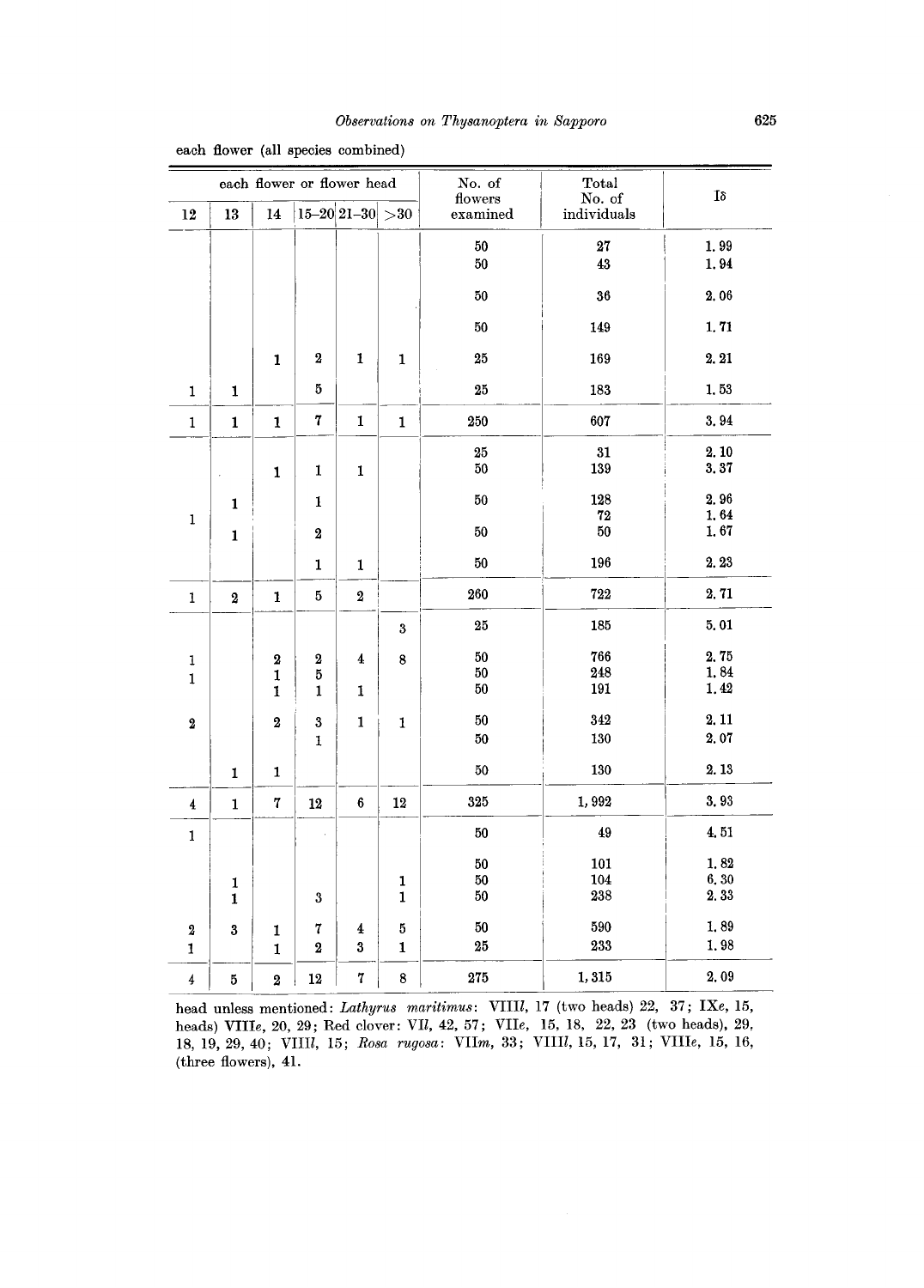each flower (all species combined)

| each flower or flower head | | | | | | No. of flowers examined | Total No. of individuals | Iδ |
|---|---|---|---|---|---|---|---|---|
| 12 | 13 | 14 | 15–20 | 21–30 | >30 | | | |
| | | | | | | 50 | 27 | 1.99 |
| | | | | | | 50 | 43 | 1.94 |
| | | | | | | 50 | 36 | 2.06 |
| | | | | | | 50 | 149 | 1.71 |
| | | 1 | 2 | 1 | 1 | 25 | 169 | 2.21 |
| 1 | 1 | | 5 | | | 25 | 183 | 1.53 |
| 1 | 1 | 1 | 7 | 1 | 1 | 250 | 607 | 3.94 |
| | | | | | | 25 | 31 | 2.10 |
| | | 1 | 1 | 1 | | 50 | 139 | 3.37 |
| | 1 | | 1 | | | 50 | 128 | 2.96 |
| 1 | | | | | | | 72 | 1.64 |
| | 1 | | 2 | | | 50 | 50 | 1.67 |
| | | | 1 | 1 | | 50 | 196 | 2.23 |
| 1 | 2 | 1 | 5 | 2 | | 260 | 722 | 2.71 |
| | | | | | 3 | 25 | 185 | 5.01 |
| 1 | | 2 | 2 | 4 | 8 | 50 | 766 | 2.75 |
| 1 | | 1 | 5 | | | 50 | 248 | 1.84 |
| | | 1 | 1 | 1 | | 50 | 191 | 1.42 |
| 2 | | 2 | 3 | 1 | 1 | 50 | 342 | 2.11 |
| | | | 1 | | | 50 | 130 | 2.07 |
| | 1 | 1 | | | | 50 | 130 | 2.13 |
| 4 | 1 | 7 | 12 | 6 | 12 | 325 | 1,992 | 3.93 |
| 1 | | | | | | 50 | 49 | 4.51 |
| | | | | | | 50 | 101 | 1.82 |
| | 1 | | | | 1 | 50 | 104 | 6.30 |
| | 1 | | 3 | | 1 | 50 | 238 | 2.33 |
| 2 | 3 | 1 | 7 | 4 | 5 | 50 | 590 | 1.89 |
| 1 | | 1 | 2 | 3 | 1 | 25 | 233 | 1.98 |
| 4 | 5 | 2 | 12 | 7 | 8 | 275 | 1,315 | 2.09 |

head unless mentioned: *Lathyrus maritimus*: VIII*l*, 17 (two heads) 22, 37; IX*e*, 15, heads) VIII*e*, 20, 29; Red clover: VI*l*, 42, 57; VII*e*, 15, 18, 22, 23 (two heads), 29, 18, 19, 29, 40; VIII*l*, 15; *Rosa rugosa*: VII*m*, 33; VIII*l*, 15, 17, 31; VIII*e*, 15, 16, (three flowers), 41.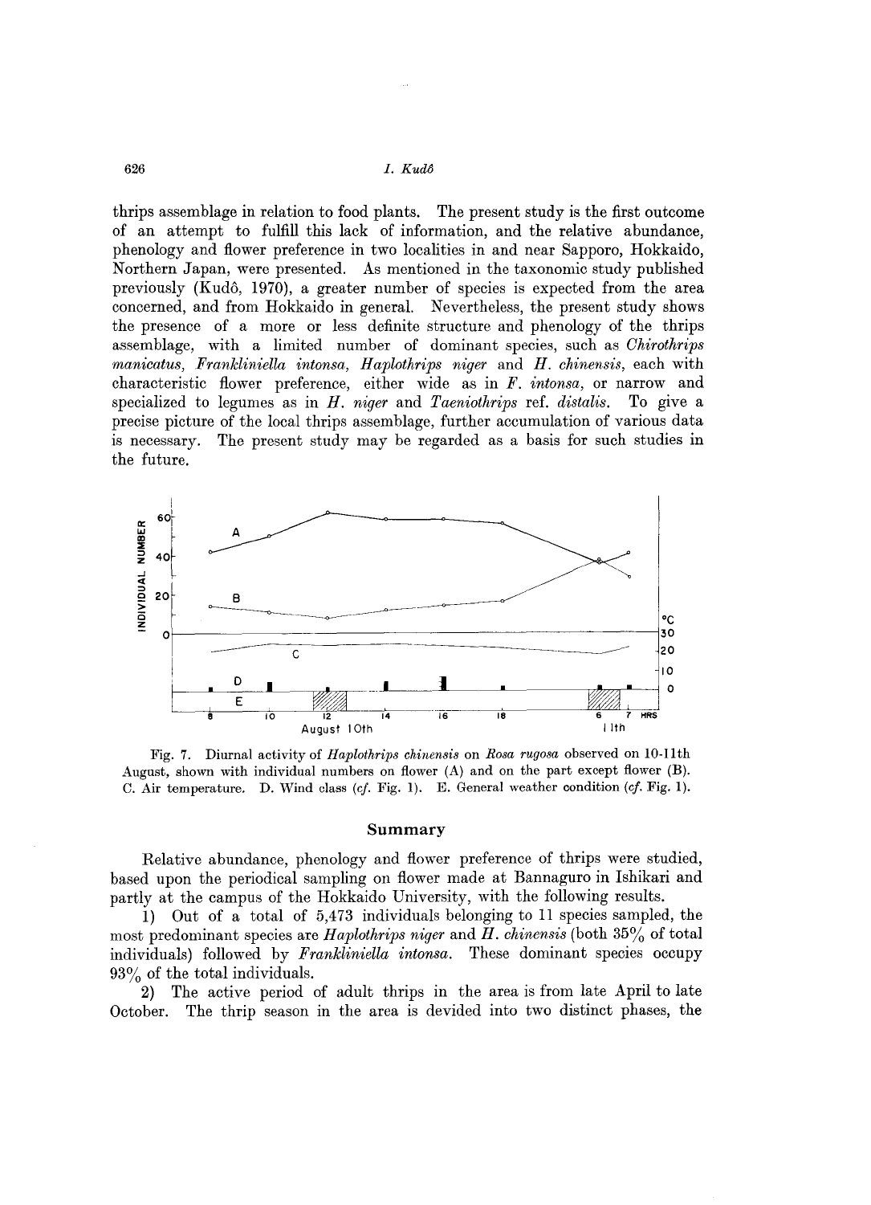thrips assemblage in relation to food plants. The present study is the first outcome of an attempt to fulfill this lack of information, and the relative abundance, phenology and flower preference in two localities in and near Sapporo, Hokkaido, Northern Japan, were presented. As mentioned in the taxonomic study published previously (Kudô, 1970), a greater number of species is expected from the area concerned, and from Hokkaido in general. Nevertheless, the present study shows the presence of a more or less definite structure and phenology of the thrips assemblage, with a limited number of dominant species, such as *Chirothrips manicatus*, *Frankliniella intonsa*, *Haplothrips niger* and *H. chinensis*, each with characteristic flower preference, either wide as in *F. intonsa*, or narrow and specialized to legumes as in *H. niger* and *Taeniothrips* ref. *distalis*. To give a precise picture of the local thrips assemblage, further accumulation of various data is necessary. The present study may be regarded as a basis for such studies in the future.

Fig. 7. Diurnal activity of *Haplothrips chinensis* on *Rosa rugosa* observed on 10-11th August, shown with individual numbers on flower (A) and on the part except flower (B). C. Air temperature. D. Wind class (*cf.* Fig. 1). E. General weather condition (*cf.* Fig. 1).

## Summary

Relative abundance, phenology and flower preference of thrips were studied, based upon the periodical sampling on flower made at Bannaguro in Ishikari and partly at the campus of the Hokkaido University, with the following results.

1) Out of a total of 5,473 individuals belonging to 11 species sampled, the most predominant species are *Haplothrips niger* and *H. chinensis* (both 35% of total individuals) followed by *Frankliniella intonsa*. These dominant species occupy 93% of the total individuals.

2) The active period of adult thrips in the area is from late April to late October. The thrip season in the area is devided into two distinct phases, the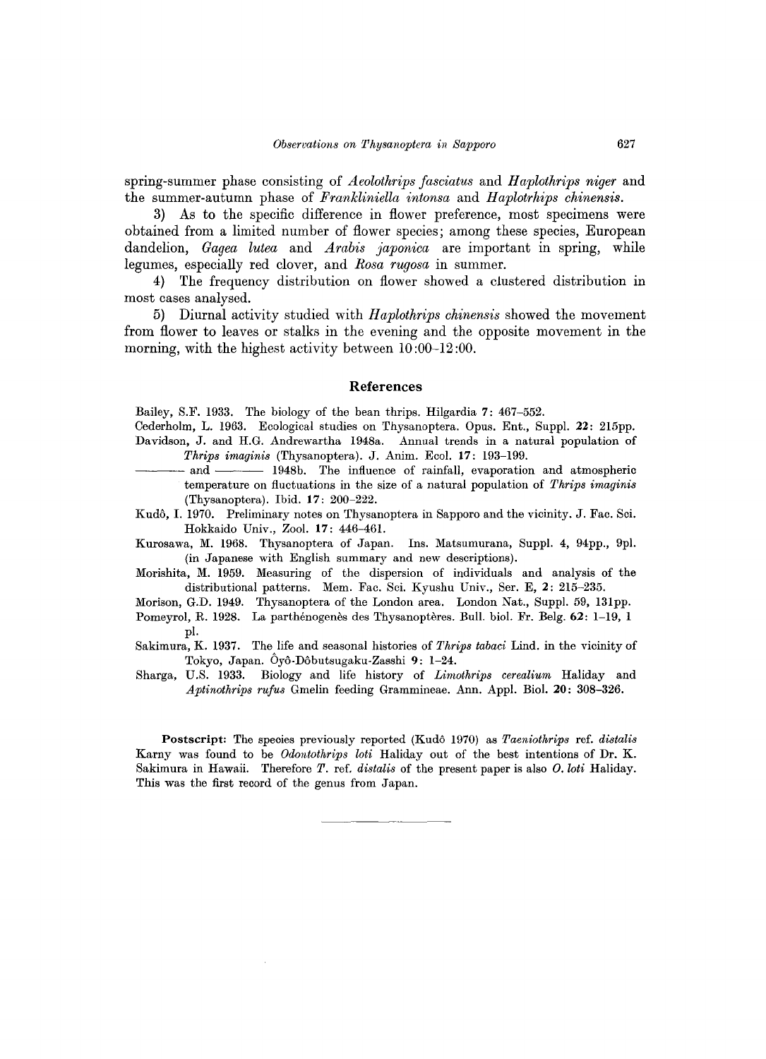spring-summer phase consisting of *Aeolothrips fasciatus* and *Haplothrips niger* and the summer-autumn phase of *Frankliniella intonsa* and *Haplotrhips chinensis*.

3) As to the specific difference in flower preference, most specimens were obtained from a limited number of flower species; among these species, European dandelion, *Gagea lutea* and *Arabis japonica* are important in spring, while legumes, especially red clover, and *Rosa rugosa* in summer.

4) The frequency distribution on flower showed a clustered distribution in most cases analysed.

5) Diurnal activity studied with *Haplothrips chinensis* showed the movement from flower to leaves or stalks in the evening and the opposite movement in the morning, with the highest activity between 10:00–12:00.

## References

Bailey, S.F. 1933. The biology of the bean thrips. Hilgardia **7**: 467–552.

Cederholm, L. 1963. Ecological studies on Thysanoptera. Opus. Ent., Suppl. **22**: 215pp.

Davidson, J. and H.G. Andrewartha 1948a. Annual trends in a natural population of *Thrips imaginis* (Thysanoptera). J. Anim. Ecol. **17**: 193–199.

——— and ——— 1948b. The influence of rainfall, evaporation and atmospheric temperature on fluctuations in the size of a natural population of *Thrips imaginis* (Thysanoptera). Ibid. **17**: 200–222.

Kudô, I. 1970. Preliminary notes on Thysanoptera in Sapporo and the vicinity. J. Fac. Sci. Hokkaido Univ., Zool. **17**: 446–461.

Kurosawa, M. 1968. Thysanoptera of Japan. Ins. Matsumurana, Suppl. 4, 94pp., 9pl. (in Japanese with English summary and new descriptions).

Morishita, M. 1959. Measuring of the dispersion of individuals and analysis of the distributional patterns. Mem. Fac. Sci. Kyushu Univ., Ser. E, **2**: 215–235.

Morison, G.D. 1949. Thysanoptera of the London area. London Nat., Suppl. 59, 131pp.

Pomeyrol, R. 1928. La parthénogenès des Thysanoptères. Bull. biol. Fr. Belg. **62**: 1–19, 1 pl.

Sakimura, K. 1937. The life and seasonal histories of *Thrips tabaci* Lind. in the vicinity of Tokyo, Japan. Ôyô-Dôbutsugaku-Zasshi **9**: 1–24.

Sharga, U.S. 1933. Biology and life history of *Limothrips cerealium* Haliday and *Aptinothrips rufus* Gmelin feeding Grammineae. Ann. Appl. Biol. **20**: 308–326.

**Postscript**: The species previously reported (Kudô 1970) as *Taeniothrips* ref. *distalis* Karny was found to be *Odontothrips loti* Haliday out of the best intentions of Dr. K. Sakimura in Hawaii. Therefore *T.* ref. *distalis* of the present paper is also *O. loti* Haliday. This was the first record of the genus from Japan.